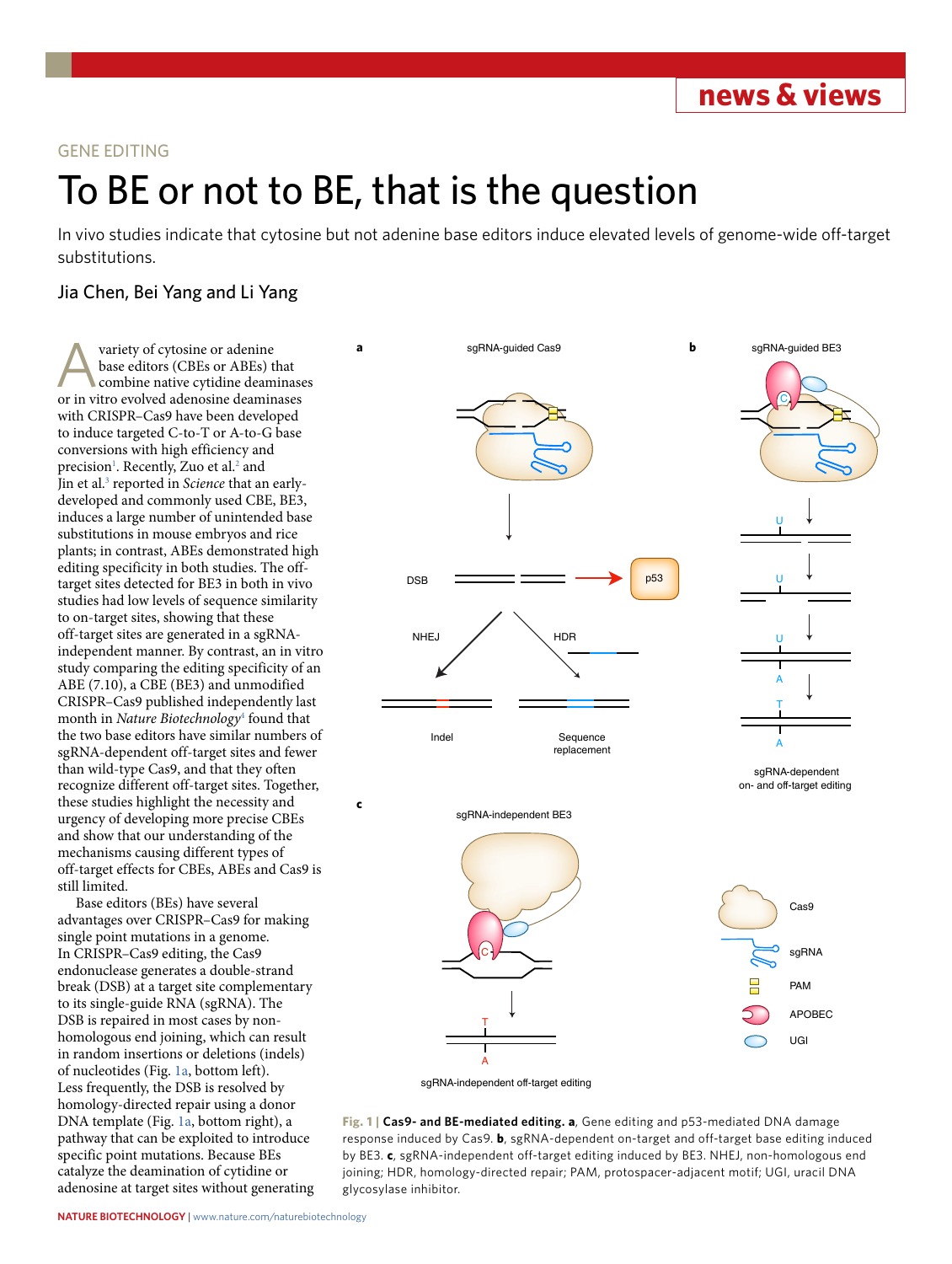GENE EDITING

# To BE or not to BE, that is the question

In vivo studies indicate that cytosine but not adenine base editors induce elevated levels of genome-wide off-target substitutions.

Jia Chen, Bei Yang and Li Yang

A variety of cytosine or adenine base editors (CBEs or ABEs) that combine native cytidine deaminases or in vitro evolved adenosine deaminases with CRISPR–Cas9 have been developed to induce targeted C-to-T or A-to-G base conversions with high efficiency and precision[1]. Recently, Zuo et al.[2] and Jin et al.[3] reported in *Science* that an early-developed and commonly used CBE, BE3, induces a large number of unintended base substitutions in mouse embryos and rice plants; in contrast, ABEs demonstrated high editing specificity in both studies. The off-target sites detected for BE3 in both in vivo studies had low levels of sequence similarity to on-target sites, showing that these off-target sites are generated in a sgRNA-independent manner. By contrast, an in vitro study comparing the editing specificity of an ABE (7.10), a CBE (BE3) and unmodified CRISPR–Cas9 published independently last month in *Nature Biotechnology*[4] found that the two base editors have similar numbers of sgRNA-dependent off-target sites and fewer than wild-type Cas9, and that they often recognize different off-target sites. Together, these studies highlight the necessity and urgency of developing more precise CBEs and show that our understanding of the mechanisms causing different types of off-target effects for CBEs, ABEs and Cas9 is still limited.

Base editors (BEs) have several advantages over CRISPR–Cas9 for making single point mutations in a genome. In CRISPR–Cas9 editing, the Cas9 endonuclease generates a double-strand break (DSB) at a target site complementary to its single-guide RNA (sgRNA). The DSB is repaired in most cases by non-homologous end joining, which can result in random insertions or deletions (indels) of nucleotides (Fig. 1a, bottom left). Less frequently, the DSB is resolved by homology-directed repair using a donor DNA template (Fig. 1a, bottom right), a pathway that can be exploited to introduce specific point mutations. Because BEs catalyze the deamination of cytidine or adenosine at target sites without generating

**Fig. 1 | Cas9- and BE-mediated editing. a**, Gene editing and p53-mediated DNA damage response induced by Cas9. **b**, sgRNA-dependent on-target and off-target base editing induced by BE3. **c**, sgRNA-independent off-target editing induced by BE3. NHEJ, non-homologous end joining; HDR, homology-directed repair; PAM, protospacer-adjacent motif; UGI, uracil DNA glycosylase inhibitor.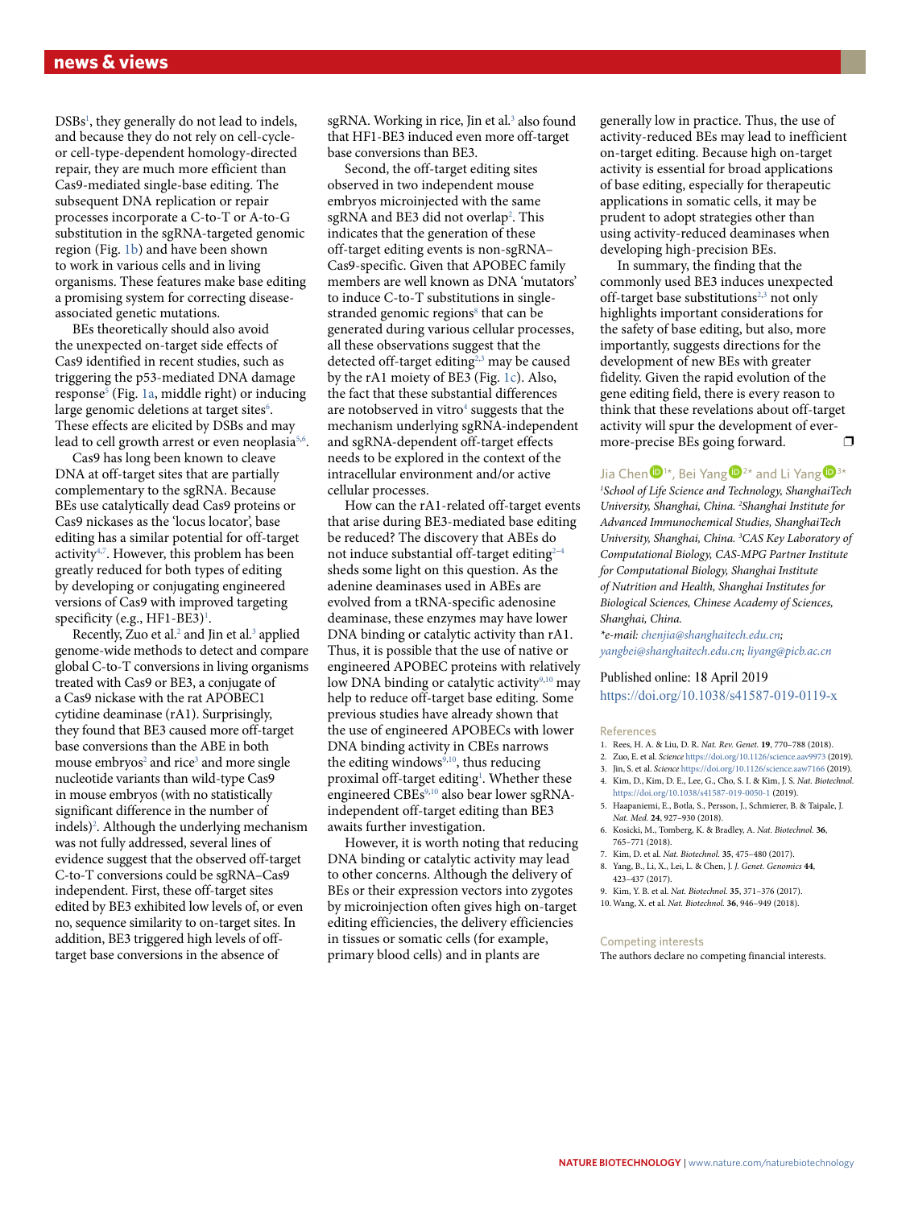DSBs[1], they generally do not lead to indels, and because they do not rely on cell-cycle- or cell-type-dependent homology-directed repair, they are much more efficient than Cas9-mediated single-base editing. The subsequent DNA replication or repair processes incorporate a C-to-T or A-to-G substitution in the sgRNA-targeted genomic region (Fig. 1b) and have been shown to work in various cells and in living organisms. These features make base editing a promising system for correcting disease-associated genetic mutations.

BEs theoretically should also avoid the unexpected on-target side effects of Cas9 identified in recent studies, such as triggering the p53-mediated DNA damage response[5] (Fig. 1a, middle right) or inducing large genomic deletions at target sites[6]. These effects are elicited by DSBs and may lead to cell growth arrest or even neoplasia[5,6].

Cas9 has long been known to cleave DNA at off-target sites that are partially complementary to the sgRNA. Because BEs use catalytically dead Cas9 proteins or Cas9 nickases as the 'locus locator', base editing has a similar potential for off-target activity[4,7]. However, this problem has been greatly reduced for both types of editing by developing or conjugating engineered versions of Cas9 with improved targeting specificity (e.g., HF1-BE3)[1].

Recently, Zuo et al.[2] and Jin et al.[3] applied genome-wide methods to detect and compare global C-to-T conversions in living organisms treated with Cas9 or BE3, a conjugate of a Cas9 nickase with the rat APOBEC1 cytidine deaminase (rA1). Surprisingly, they found that BE3 caused more off-target base conversions than the ABE in both mouse embryos[2] and rice[3] and more single nucleotide variants than wild-type Cas9 in mouse embryos (with no statistically significant difference in the number of indels)[2]. Although the underlying mechanism was not fully addressed, several lines of evidence suggest that the observed off-target C-to-T conversions could be sgRNA–Cas9 independent. First, these off-target sites edited by BE3 exhibited low levels of, or even no, sequence similarity to on-target sites. In addition, BE3 triggered high levels of off-target base conversions in the absence of sgRNA. Working in rice, Jin et al.[3] also found that HF1-BE3 induced even more off-target base conversions than BE3.

Second, the off-target editing sites observed in two independent mouse embryos microinjected with the same sgRNA and BE3 did not overlap[2]. This indicates that the generation of these off-target editing events is non-sgRNA–Cas9-specific. Given that APOBEC family members are well known as DNA 'mutators' to induce C-to-T substitutions in single-stranded genomic regions[8] that can be generated during various cellular processes, all these observations suggest that the detected off-target editing[2,3] may be caused by the rA1 moiety of BE3 (Fig. 1c). Also, the fact that these substantial differences are not observed in vitro[4] suggests that the mechanism underlying sgRNA-independent and sgRNA-dependent off-target effects needs to be explored in the context of the intracellular environment and/or active cellular processes.

How can the rA1-related off-target events that arise during BE3-mediated base editing be reduced? The discovery that ABEs do not induce substantial off-target editing[2–4] sheds some light on this question. As the adenine deaminases used in ABEs are evolved from a tRNA-specific adenosine deaminase, these enzymes may have lower DNA binding or catalytic activity than rA1. Thus, it is possible that the use of native or engineered APOBEC proteins with relatively low DNA binding or catalytic activity[9,10] may help to reduce off-target base editing. Some previous studies have already shown that the use of engineered APOBECs with lower DNA binding activity in CBEs narrows the editing windows[9,10], thus reducing proximal off-target editing[1]. Whether these engineered CBEs[9,10] also bear lower sgRNA-independent off-target editing than BE3 awaits further investigation.

However, it is worth noting that reducing DNA binding or catalytic activity may lead to other concerns. Although the delivery of BEs or their expression vectors into zygotes by microinjection often gives high on-target editing efficiencies, the delivery efficiencies in tissues or somatic cells (for example, primary blood cells) and in plants are generally low in practice. Thus, the use of activity-reduced BEs may lead to inefficient on-target editing. Because high on-target activity is essential for broad applications of base editing, especially for therapeutic applications in somatic cells, it may be prudent to adopt strategies other than using activity-reduced deaminases when developing high-precision BEs.

In summary, the finding that the commonly used BE3 induces unexpected off-target base substitutions[2,3] not only highlights important considerations for the safety of base editing, but also, more importantly, suggests directions for the development of new BEs with greater fidelity. Given the rapid evolution of the gene editing field, there is every reason to think that these revelations about off-target activity will spur the development of ever-more-precise BEs going forward. ❐

Jia Chen[1*], Bei Yang[2*] and Li Yang[3*]

*[1]School of Life Science and Technology, ShanghaiTech University, Shanghai, China. [2]Shanghai Institute for Advanced Immunochemical Studies, ShanghaiTech University, Shanghai, China. [3]CAS Key Laboratory of Computational Biology, CAS-MPG Partner Institute for Computational Biology, Shanghai Institute of Nutrition and Health, Shanghai Institutes for Biological Sciences, Chinese Academy of Sciences, Shanghai, China.*

*\*e-mail: chenjia@shanghaitech.edu.cn; yangbei@shanghaitech.edu.cn; liyang@picb.ac.cn*

Published online: 18 April 2019
https://doi.org/10.1038/s41587-019-0119-x

## References

1. Rees, H. A. & Liu, D. R. *Nat. Rev. Genet.* **19**, 770–788 (2018).
2. Zuo, E. et al. *Science* https://doi.org/10.1126/science.aav9973 (2019).
3. Jin, S. et al. *Science* https://doi.org/10.1126/science.aaw7166 (2019).
4. Kim, D., Kim, D. E., Lee, G., Cho, S. I. & Kim, J. S. *Nat. Biotechnol.* https://doi.org/10.1038/s41587-019-0050-1 (2019).
5. Haapaniemi, E., Botla, S., Persson, J., Schmierer, B. & Taipale, J. *Nat. Med.* **24**, 927–930 (2018).
6. Kosicki, M., Tomberg, K. & Bradley, A. *Nat. Biotechnol.* **36**, 765–771 (2018).
7. Kim, D. et al. *Nat. Biotechnol.* **35**, 475–480 (2017).
8. Yang, B., Li, X., Lei, L. & Chen, J. *J. Genet. Genomics* **44**, 423–437 (2017).
9. Kim, Y. B. et al. *Nat. Biotechnol.* **35**, 371–376 (2017).
10. Wang, X. et al. *Nat. Biotechnol.* **36**, 946–949 (2018).

## Competing interests

The authors declare no competing financial interests.